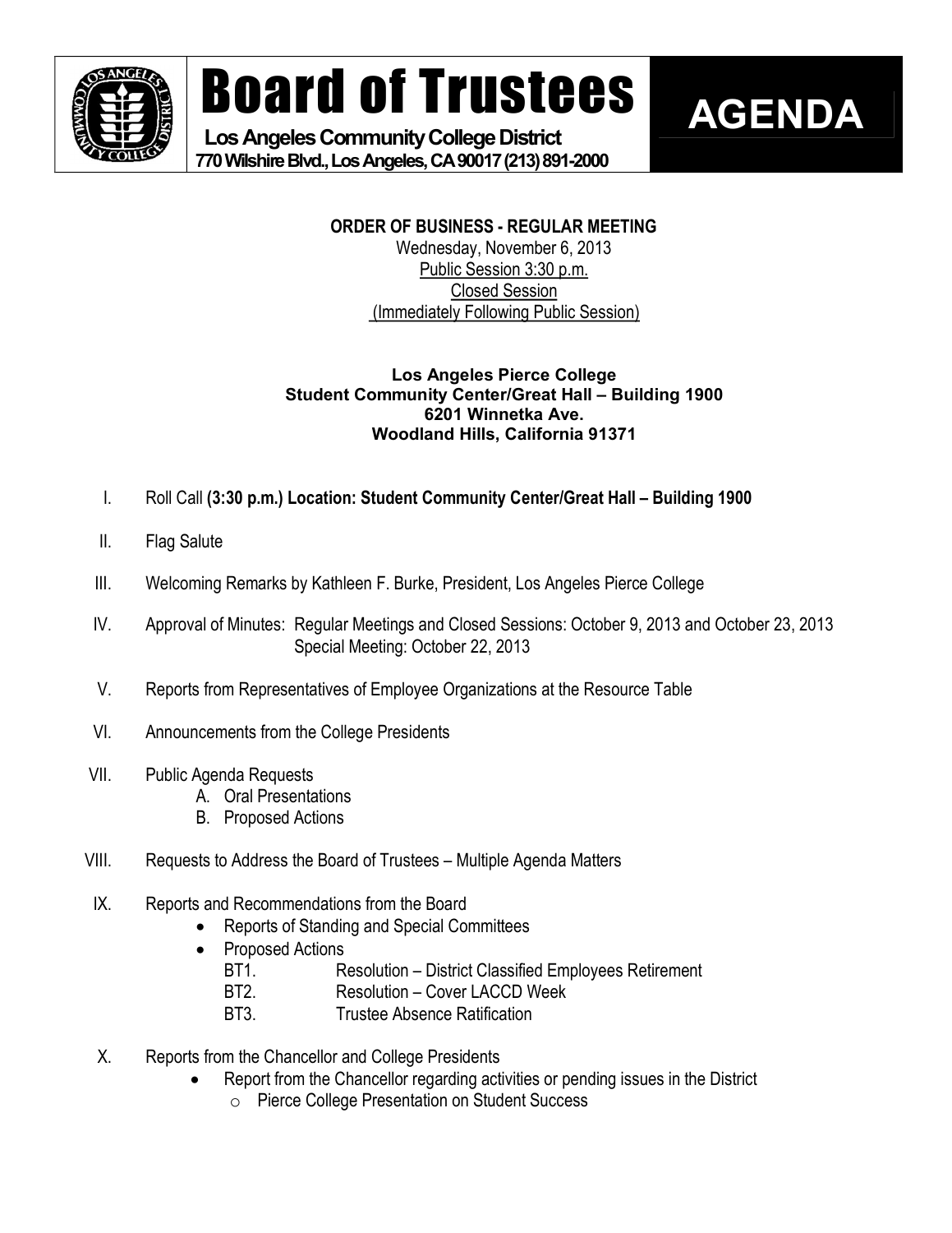# Board of Trustees

**Los Angeles Community College District**
**770 Wilshire Blvd., Los Angeles, CA 90017 (213) 891-2000**

# AGENDA

**ORDER OF BUSINESS - REGULAR MEETING**
Wednesday, November 6, 2013
Public Session 3:30 p.m.
Closed Session
(Immediately Following Public Session)

**Los Angeles Pierce College**
**Student Community Center/Great Hall – Building 1900**
**6201 Winnetka Ave.**
**Woodland Hills, California 91371**

I. Roll Call **(3:30 p.m.) Location: Student Community Center/Great Hall – Building 1900**

II. Flag Salute

III. Welcoming Remarks by Kathleen F. Burke, President, Los Angeles Pierce College

IV. Approval of Minutes: Regular Meetings and Closed Sessions: October 9, 2013 and October 23, 2013
Special Meeting: October 22, 2013

V. Reports from Representatives of Employee Organizations at the Resource Table

VI. Announcements from the College Presidents

VII. Public Agenda Requests
   A. Oral Presentations
   B. Proposed Actions

VIII. Requests to Address the Board of Trustees – Multiple Agenda Matters

IX. Reports and Recommendations from the Board
   - Reports of Standing and Special Committees
   - Proposed Actions
     - BT1. Resolution – District Classified Employees Retirement
     - BT2. Resolution – Cover LACCD Week
     - BT3. Trustee Absence Ratification

X. Reports from the Chancellor and College Presidents
   - Report from the Chancellor regarding activities or pending issues in the District
     - Pierce College Presentation on Student Success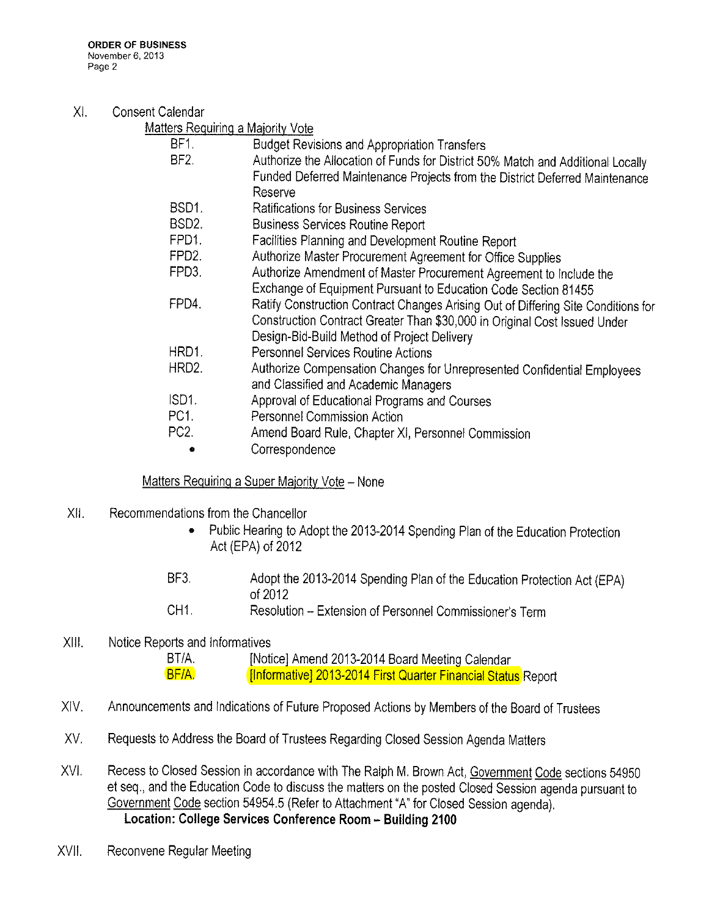XI. Consent Calendar

Matters Requiring a Majority Vote

| | |
|---|---|
| BF1. | Budget Revisions and Appropriation Transfers |
| BF2. | Authorize the Allocation of Funds for District 50% Match and Additional Locally Funded Deferred Maintenance Projects from the District Deferred Maintenance Reserve |
| BSD1. | Ratifications for Business Services |
| BSD2. | Business Services Routine Report |
| FPD1. | Facilities Planning and Development Routine Report |
| FPD2. | Authorize Master Procurement Agreement for Office Supplies |
| FPD3. | Authorize Amendment of Master Procurement Agreement to Include the Exchange of Equipment Pursuant to Education Code Section 81455 |
| FPD4. | Ratify Construction Contract Changes Arising Out of Differing Site Conditions for Construction Contract Greater Than $30,000 in Original Cost Issued Under Design-Bid-Build Method of Project Delivery |
| HRD1. | Personnel Services Routine Actions |
| HRD2. | Authorize Compensation Changes for Unrepresented Confidential Employees and Classified and Academic Managers |
| ISD1. | Approval of Educational Programs and Courses |
| PC1. | Personnel Commission Action |
| PC2. | Amend Board Rule, Chapter XI, Personnel Commission |
| • | Correspondence |

Matters Requiring a Super Majority Vote – None

XII. Recommendations from the Chancellor

- Public Hearing to Adopt the 2013-2014 Spending Plan of the Education Protection Act (EPA) of 2012

| | |
|---|---|
| BF3. | Adopt the 2013-2014 Spending Plan of the Education Protection Act (EPA) of 2012 |
| CH1. | Resolution – Extension of Personnel Commissioner's Term |

XIII. Notice Reports and Informatives

| | |
|---|---|
| BT/A. | [Notice] Amend 2013-2014 Board Meeting Calendar |
| BF/A. | [Informative] 2013-2014 First Quarter Financial Status Report |

XIV. Announcements and Indications of Future Proposed Actions by Members of the Board of Trustees

XV. Requests to Address the Board of Trustees Regarding Closed Session Agenda Matters

XVI. Recess to Closed Session in accordance with The Ralph M. Brown Act, Government Code sections 54950 et seq., and the Education Code to discuss the matters on the posted Closed Session agenda pursuant to Government Code section 54954.5 (Refer to Attachment "A" for Closed Session agenda).

**Location: College Services Conference Room – Building 2100**

XVII. Reconvene Regular Meeting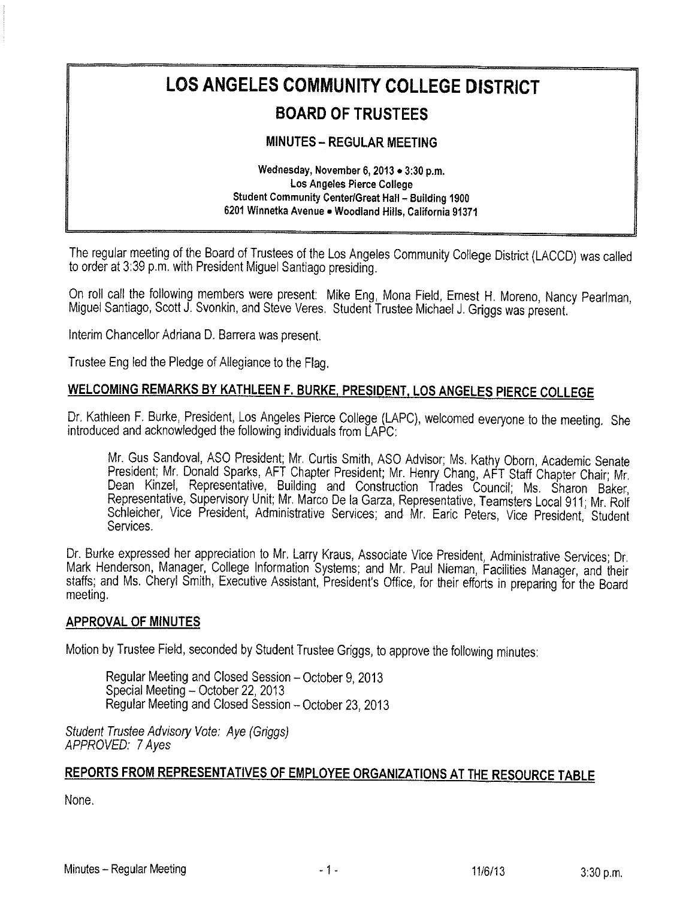# LOS ANGELES COMMUNITY COLLEGE DISTRICT

## BOARD OF TRUSTEES

### MINUTES – REGULAR MEETING

Wednesday, November 6, 2013 • 3:30 p.m.
Los Angeles Pierce College
Student Community Center/Great Hall – Building 1900
6201 Winnetka Avenue • Woodland Hills, California 91371

The regular meeting of the Board of Trustees of the Los Angeles Community College District (LACCD) was called to order at 3:39 p.m. with President Miguel Santiago presiding.

On roll call the following members were present: Mike Eng, Mona Field, Ernest H. Moreno, Nancy Pearlman, Miguel Santiago, Scott J. Svonkin, and Steve Veres. Student Trustee Michael J. Griggs was present.

Interim Chancellor Adriana D. Barrera was present.

Trustee Eng led the Pledge of Allegiance to the Flag.

## WELCOMING REMARKS BY KATHLEEN F. BURKE, PRESIDENT, LOS ANGELES PIERCE COLLEGE

Dr. Kathleen F. Burke, President, Los Angeles Pierce College (LAPC), welcomed everyone to the meeting. She introduced and acknowledged the following individuals from LAPC:

> Mr. Gus Sandoval, ASO President; Mr. Curtis Smith, ASO Advisor; Ms. Kathy Oborn, Academic Senate President; Mr. Donald Sparks, AFT Chapter President; Mr. Henry Chang, AFT Staff Chapter Chair; Mr. Dean Kinzel, Representative, Building and Construction Trades Council; Ms. Sharon Baker, Representative, Supervisory Unit; Mr. Marco De la Garza, Representative, Teamsters Local 911; Mr. Rolf Schleicher, Vice President, Administrative Services; and Mr. Earic Peters, Vice President, Student Services.

Dr. Burke expressed her appreciation to Mr. Larry Kraus, Associate Vice President, Administrative Services; Dr. Mark Henderson, Manager, College Information Systems; and Mr. Paul Nieman, Facilities Manager, and their staffs; and Ms. Cheryl Smith, Executive Assistant, President's Office, for their efforts in preparing for the Board meeting.

## APPROVAL OF MINUTES

Motion by Trustee Field, seconded by Student Trustee Griggs, to approve the following minutes:

> Regular Meeting and Closed Session – October 9, 2013
> Special Meeting – October 22, 2013
> Regular Meeting and Closed Session – October 23, 2013

*Student Trustee Advisory Vote: Aye (Griggs)*
*APPROVED: 7 Ayes*

## REPORTS FROM REPRESENTATIVES OF EMPLOYEE ORGANIZATIONS AT THE RESOURCE TABLE

None.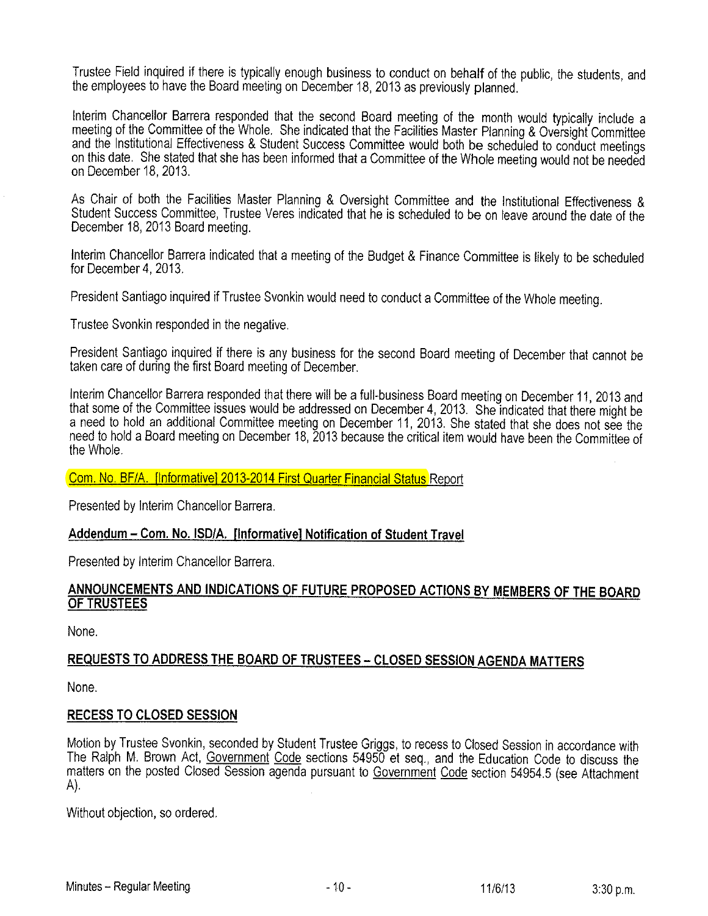Trustee Field inquired if there is typically enough business to conduct on behalf of the public, the students, and the employees to have the Board meeting on December 18, 2013 as previously planned.

Interim Chancellor Barrera responded that the second Board meeting of the month would typically include a meeting of the Committee of the Whole. She indicated that the Facilities Master Planning & Oversight Committee and the Institutional Effectiveness & Student Success Committee would both be scheduled to conduct meetings on this date. She stated that she has been informed that a Committee of the Whole meeting would not be needed on December 18, 2013.

As Chair of both the Facilities Master Planning & Oversight Committee and the Institutional Effectiveness & Student Success Committee, Trustee Veres indicated that he is scheduled to be on leave around the date of the December 18, 2013 Board meeting.

Interim Chancellor Barrera indicated that a meeting of the Budget & Finance Committee is likely to be scheduled for December 4, 2013.

President Santiago inquired if Trustee Svonkin would need to conduct a Committee of the Whole meeting.

Trustee Svonkin responded in the negative.

President Santiago inquired if there is any business for the second Board meeting of December that cannot be taken care of during the first Board meeting of December.

Interim Chancellor Barrera responded that there will be a full-business Board meeting on December 11, 2013 and that some of the Committee issues would be addressed on December 4, 2013. She indicated that there might be a need to hold an additional Committee meeting on December 11, 2013. She stated that she does not see the need to hold a Board meeting on December 18, 2013 because the critical item would have been the Committee of the Whole.

Com. No. BF/A. [Informative] 2013-2014 First Quarter Financial Status Report

Presented by Interim Chancellor Barrera.

**Addendum – Com. No. ISD/A. [Informative] Notification of Student Travel**

Presented by Interim Chancellor Barrera.

## ANNOUNCEMENTS AND INDICATIONS OF FUTURE PROPOSED ACTIONS BY MEMBERS OF THE BOARD OF TRUSTEES

None.

## REQUESTS TO ADDRESS THE BOARD OF TRUSTEES – CLOSED SESSION AGENDA MATTERS

None.

## RECESS TO CLOSED SESSION

Motion by Trustee Svonkin, seconded by Student Trustee Griggs, to recess to Closed Session in accordance with The Ralph M. Brown Act, Government Code sections 54950 et seq., and the Education Code to discuss the matters on the posted Closed Session agenda pursuant to Government Code section 54954.5 (see Attachment A).

Without objection, so ordered.